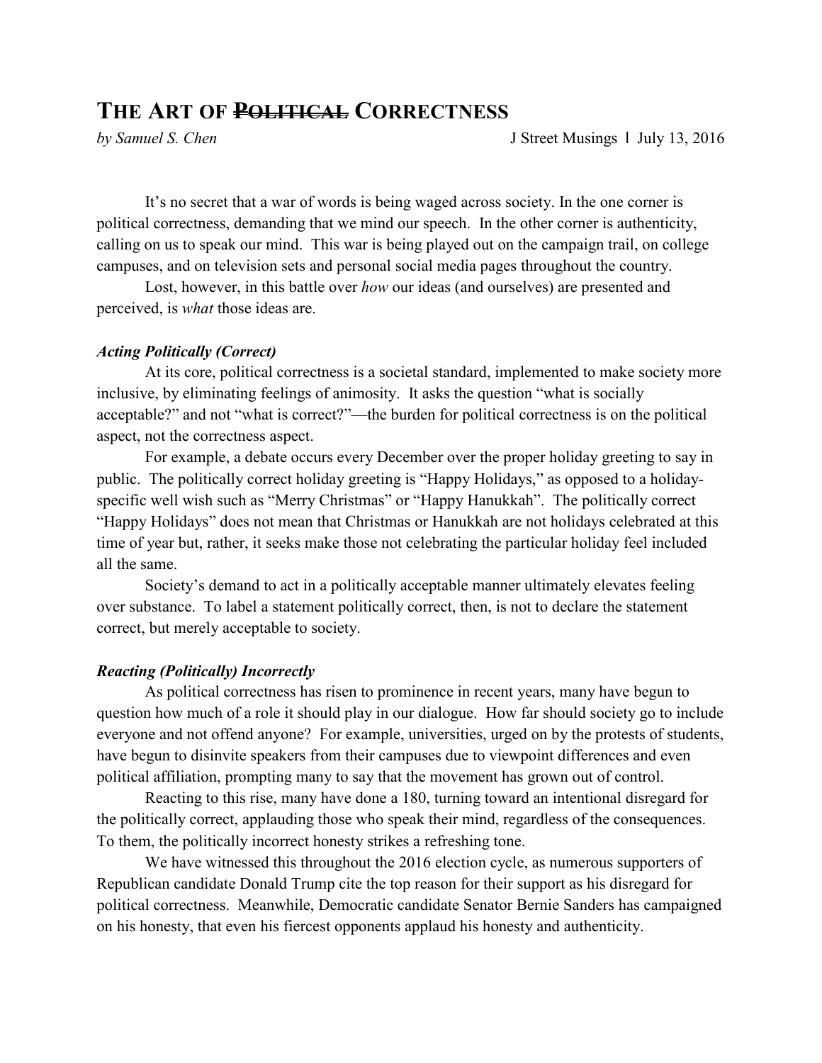# THE ART OF ~~POLITICAL~~ CORRECTNESS

*by Samuel S. Chen* J Street Musings | July 13, 2016

It's no secret that a war of words is being waged across society. In the one corner is political correctness, demanding that we mind our speech. In the other corner is authenticity, calling on us to speak our mind. This war is being played out on the campaign trail, on college campuses, and on television sets and personal social media pages throughout the country.

Lost, however, in this battle over *how* our ideas (and ourselves) are presented and perceived, is *what* those ideas are.

### *Acting Politically (Correct)*

At its core, political correctness is a societal standard, implemented to make society more inclusive, by eliminating feelings of animosity. It asks the question "what is socially acceptable?" and not "what is correct?"—the burden for political correctness is on the political aspect, not the correctness aspect.

For example, a debate occurs every December over the proper holiday greeting to say in public. The politically correct holiday greeting is "Happy Holidays," as opposed to a holiday-specific well wish such as "Merry Christmas" or "Happy Hanukkah". The politically correct "Happy Holidays" does not mean that Christmas or Hanukkah are not holidays celebrated at this time of year but, rather, it seeks make those not celebrating the particular holiday feel included all the same.

Society's demand to act in a politically acceptable manner ultimately elevates feeling over substance. To label a statement politically correct, then, is not to declare the statement correct, but merely acceptable to society.

### *Reacting (Politically) Incorrectly*

As political correctness has risen to prominence in recent years, many have begun to question how much of a role it should play in our dialogue. How far should society go to include everyone and not offend anyone? For example, universities, urged on by the protests of students, have begun to disinvite speakers from their campuses due to viewpoint differences and even political affiliation, prompting many to say that the movement has grown out of control.

Reacting to this rise, many have done a 180, turning toward an intentional disregard for the politically correct, applauding those who speak their mind, regardless of the consequences. To them, the politically incorrect honesty strikes a refreshing tone.

We have witnessed this throughout the 2016 election cycle, as numerous supporters of Republican candidate Donald Trump cite the top reason for their support as his disregard for political correctness. Meanwhile, Democratic candidate Senator Bernie Sanders has campaigned on his honesty, that even his fiercest opponents applaud his honesty and authenticity.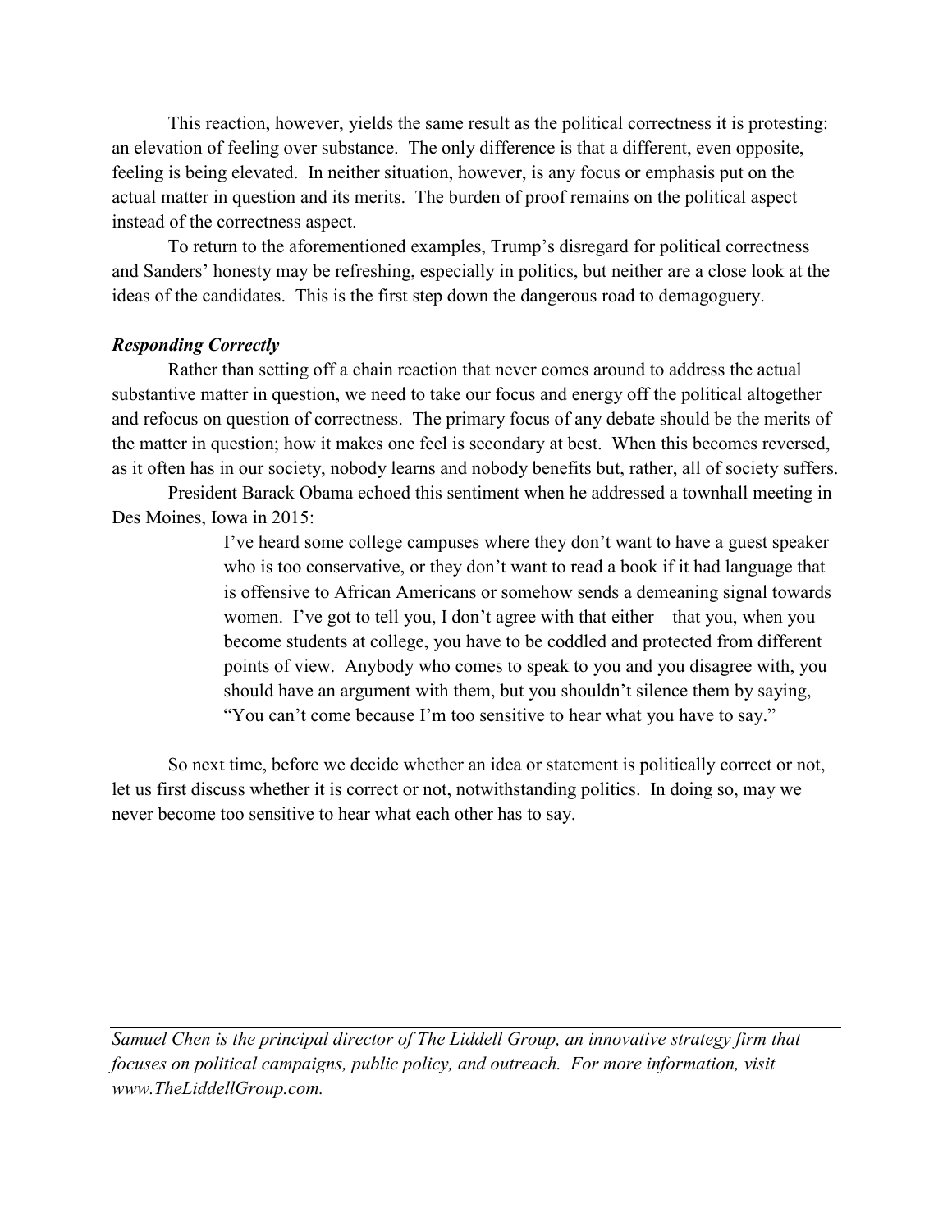This reaction, however, yields the same result as the political correctness it is protesting: an elevation of feeling over substance. The only difference is that a different, even opposite, feeling is being elevated. In neither situation, however, is any focus or emphasis put on the actual matter in question and its merits. The burden of proof remains on the political aspect instead of the correctness aspect.

To return to the aforementioned examples, Trump's disregard for political correctness and Sanders' honesty may be refreshing, especially in politics, but neither are a close look at the ideas of the candidates. This is the first step down the dangerous road to demagoguery.

***Responding Correctly***

Rather than setting off a chain reaction that never comes around to address the actual substantive matter in question, we need to take our focus and energy off the political altogether and refocus on question of correctness. The primary focus of any debate should be the merits of the matter in question; how it makes one feel is secondary at best. When this becomes reversed, as it often has in our society, nobody learns and nobody benefits but, rather, all of society suffers.

President Barack Obama echoed this sentiment when he addressed a townhall meeting in Des Moines, Iowa in 2015:

> I've heard some college campuses where they don't want to have a guest speaker who is too conservative, or they don't want to read a book if it had language that is offensive to African Americans or somehow sends a demeaning signal towards women. I've got to tell you, I don't agree with that either—that you, when you become students at college, you have to be coddled and protected from different points of view. Anybody who comes to speak to you and you disagree with, you should have an argument with them, but you shouldn't silence them by saying, "You can't come because I'm too sensitive to hear what you have to say."

So next time, before we decide whether an idea or statement is politically correct or not, let us first discuss whether it is correct or not, notwithstanding politics. In doing so, may we never become too sensitive to hear what each other has to say.

---

*Samuel Chen is the principal director of The Liddell Group, an innovative strategy firm that focuses on political campaigns, public policy, and outreach. For more information, visit www.TheLiddellGroup.com.*